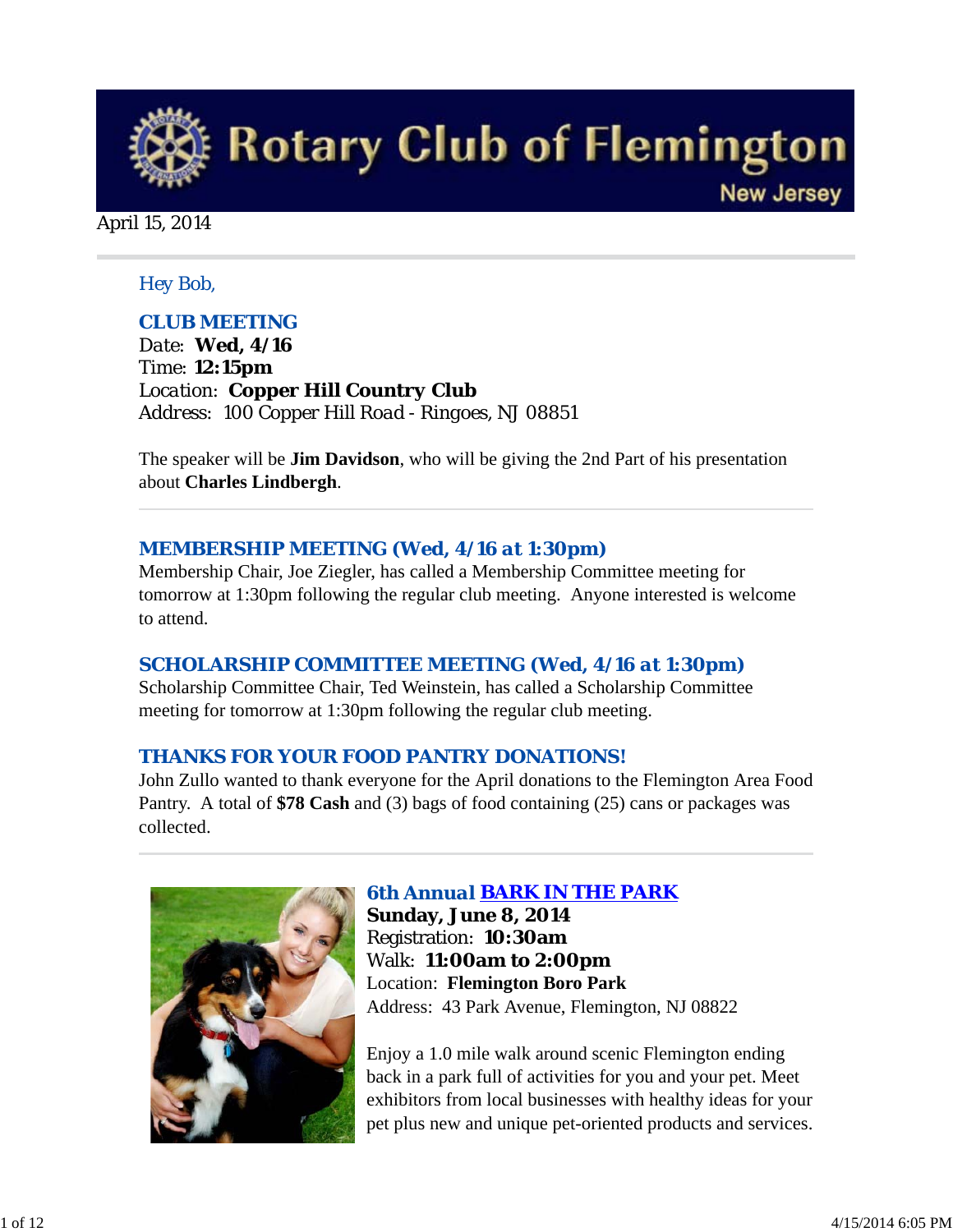# Rotary Club of Flemington

New Jersey

April 15, 2014

Hey Bob,

## CLUB MEETING

Date: **Wed, 4/16**
Time: **12:15pm**
Location: **Copper Hill Country Club**
Address: 100 Copper Hill Road - Ringoes, NJ 08851

The speaker will be **Jim Davidson**, who will be giving the 2nd Part of his presentation about **Charles Lindbergh**.

---

## MEMBERSHIP MEETING (Wed, 4/16 at 1:30pm)

Membership Chair, Joe Ziegler, has called a Membership Committee meeting for tomorrow at 1:30pm following the regular club meeting. Anyone interested is welcome to attend.

## SCHOLARSHIP COMMITTEE MEETING (Wed, 4/16 at 1:30pm)

Scholarship Committee Chair, Ted Weinstein, has called a Scholarship Committee meeting for tomorrow at 1:30pm following the regular club meeting.

## THANKS FOR YOUR FOOD PANTRY DONATIONS!

John Zullo wanted to thank everyone for the April donations to the Flemington Area Food Pantry. A total of **$78 Cash** and (3) bags of food containing (25) cans or packages was collected.

---

## 6th Annual BARK IN THE PARK

**Sunday, June 8, 2014**
Registration: **10:30am**
Walk: **11:00am to 2:00pm**
Location: **Flemington Boro Park**
Address: 43 Park Avenue, Flemington, NJ 08822

Enjoy a 1.0 mile walk around scenic Flemington ending back in a park full of activities for you and your pet. Meet exhibitors from local businesses with healthy ideas for your pet plus new and unique pet-oriented products and services.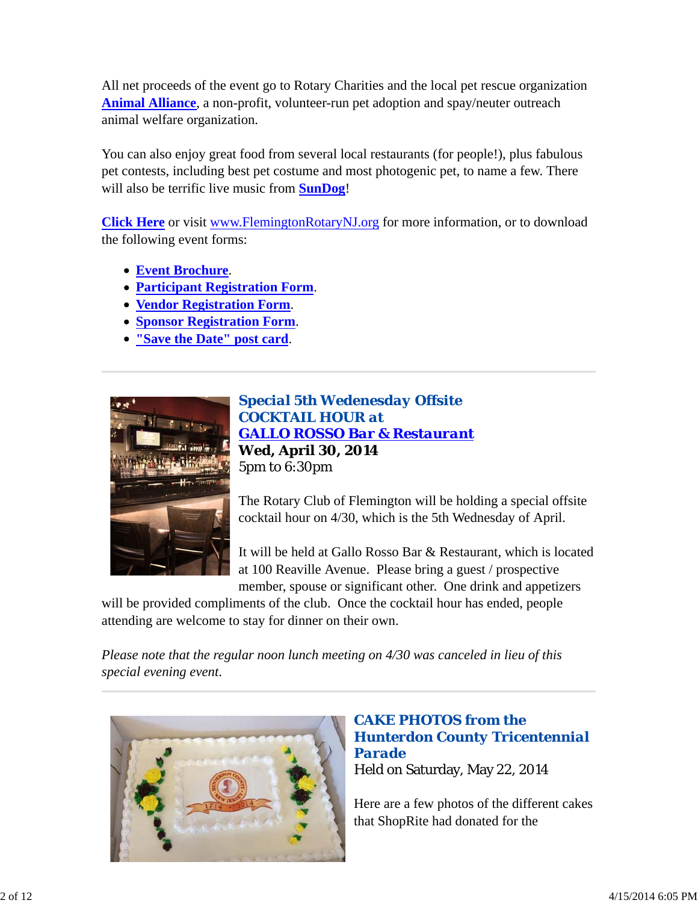All net proceeds of the event go to Rotary Charities and the local pet rescue organization **Animal Alliance**, a non-profit, volunteer-run pet adoption and spay/neuter outreach animal welfare organization.

You can also enjoy great food from several local restaurants (for people!), plus fabulous pet contests, including best pet costume and most photogenic pet, to name a few. There will also be terrific live music from **SunDog**!

**Click Here** or visit www.FlemingtonRotaryNJ.org for more information, or to download the following event forms:

- **Event Brochure**.
- **Participant Registration Form**.
- **Vendor Registration Form**.
- **Sponsor Registration Form**.
- **"Save the Date" post card**.

---

## Special 5th Wedenesday Offsite COCKTAIL HOUR at GALLO ROSSO Bar & Restaurant

**Wed, April 30, 2014**
5pm to 6:30pm

The Rotary Club of Flemington will be holding a special offsite cocktail hour on 4/30, which is the 5th Wednesday of April.

It will be held at Gallo Rosso Bar & Restaurant, which is located at 100 Reaville Avenue. Please bring a guest / prospective member, spouse or significant other. One drink and appetizers will be provided compliments of the club. Once the cocktail hour has ended, people attending are welcome to stay for dinner on their own.

*Please note that the regular noon lunch meeting on 4/30 was canceled in lieu of this special evening event.*

---

## CAKE PHOTOS from the Hunterdon County Tricentennial Parade

Held on Saturday, May 22, 2014

Here are a few photos of the different cakes that ShopRite had donated for the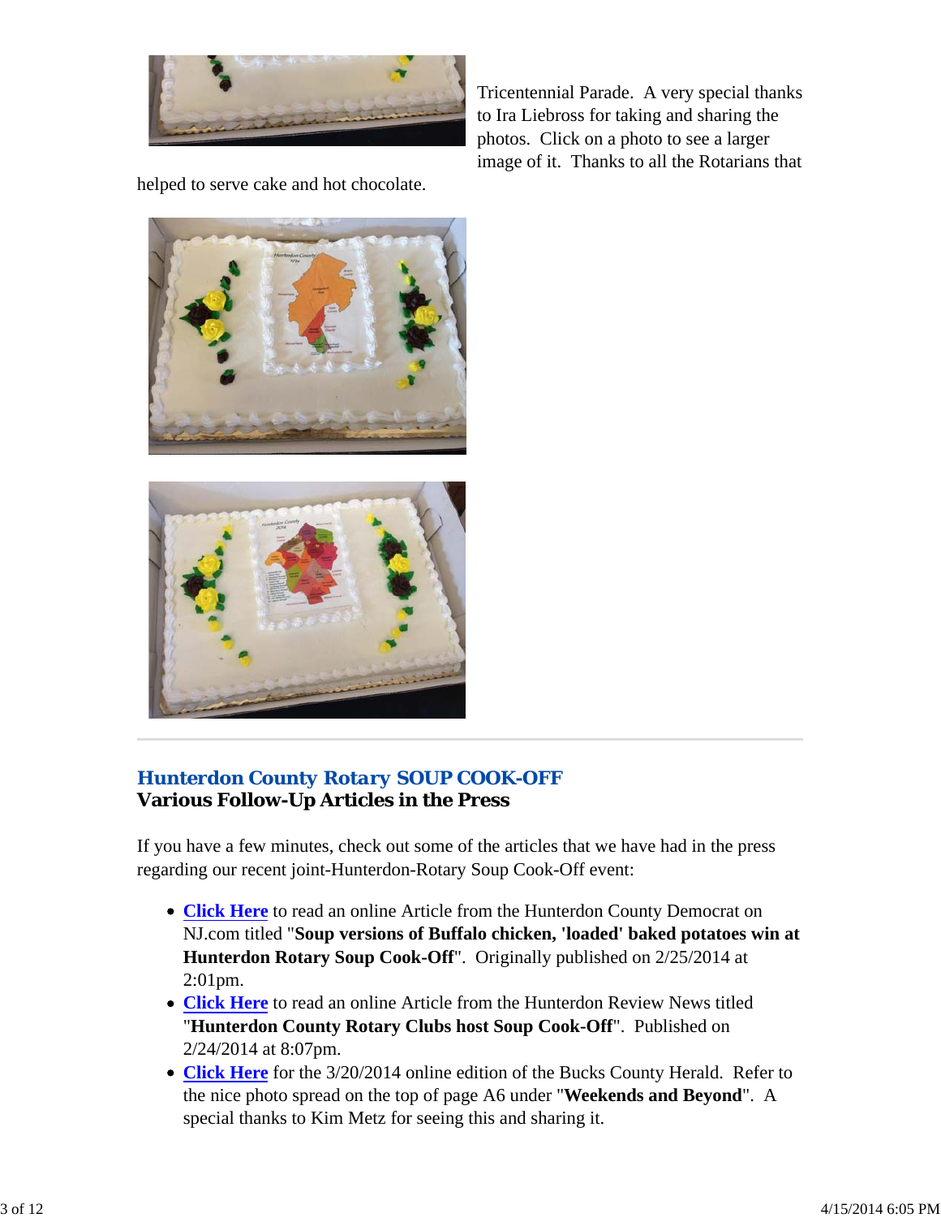Tricentennial Parade. A very special thanks to Ira Liebross for taking and sharing the photos. Click on a photo to see a larger image of it. Thanks to all the Rotarians that helped to serve cake and hot chocolate.

---

## Hunterdon County Rotary SOUP COOK-OFF
### Various Follow-Up Articles in the Press

If you have a few minutes, check out some of the articles that we have had in the press regarding our recent joint-Hunterdon-Rotary Soup Cook-Off event:

- **Click Here** to read an online Article from the Hunterdon County Democrat on NJ.com titled "**Soup versions of Buffalo chicken, 'loaded' baked potatoes win at Hunterdon Rotary Soup Cook-Off**". Originally published on 2/25/2014 at 2:01pm.
- **Click Here** to read an online Article from the Hunterdon Review News titled "**Hunterdon County Rotary Clubs host Soup Cook-Off**". Published on 2/24/2014 at 8:07pm.
- **Click Here** for the 3/20/2014 online edition of the Bucks County Herald. Refer to the nice photo spread on the top of page A6 under "**Weekends and Beyond**". A special thanks to Kim Metz for seeing this and sharing it.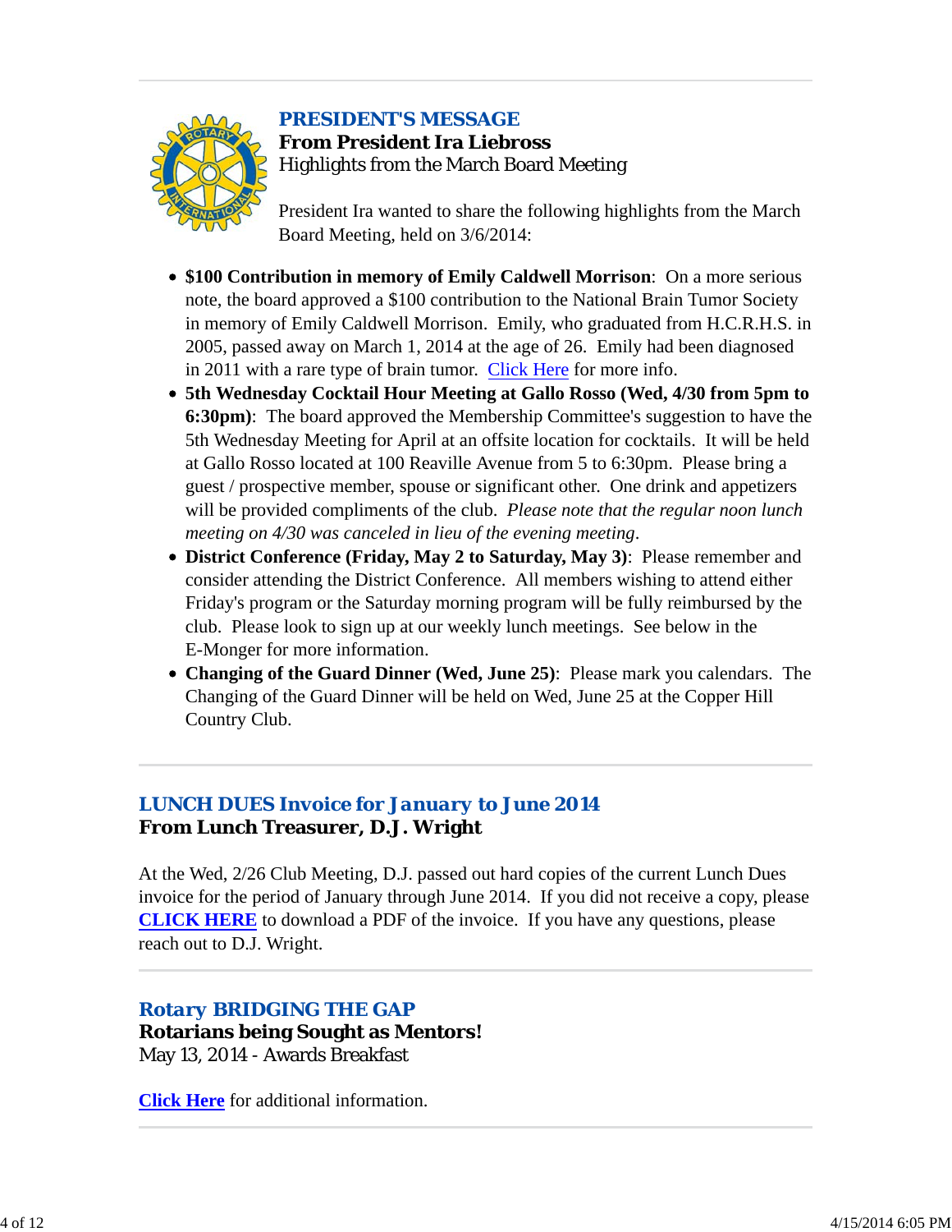## PRESIDENT'S MESSAGE

**From President Ira Liebross**

Highlights from the March Board Meeting

President Ira wanted to share the following highlights from the March Board Meeting, held on 3/6/2014:

- **$100 Contribution in memory of Emily Caldwell Morrison**: On a more serious note, the board approved a $100 contribution to the National Brain Tumor Society in memory of Emily Caldwell Morrison. Emily, who graduated from H.C.R.H.S. in 2005, passed away on March 1, 2014 at the age of 26. Emily had been diagnosed in 2011 with a rare type of brain tumor. Click Here for more info.
- **5th Wednesday Cocktail Hour Meeting at Gallo Rosso (Wed, 4/30 from 5pm to 6:30pm)**: The board approved the Membership Committee's suggestion to have the 5th Wednesday Meeting for April at an offsite location for cocktails. It will be held at Gallo Rosso located at 100 Reaville Avenue from 5 to 6:30pm. Please bring a guest / prospective member, spouse or significant other. One drink and appetizers will be provided compliments of the club. *Please note that the regular noon lunch meeting on 4/30 was canceled in lieu of the evening meeting*.
- **District Conference (Friday, May 2 to Saturday, May 3)**: Please remember and consider attending the District Conference. All members wishing to attend either Friday's program or the Saturday morning program will be fully reimbursed by the club. Please look to sign up at our weekly lunch meetings. See below in the E-Monger for more information.
- **Changing of the Guard Dinner (Wed, June 25)**: Please mark you calendars. The Changing of the Guard Dinner will be held on Wed, June 25 at the Copper Hill Country Club.

---

## LUNCH DUES Invoice for January to June 2014

**From Lunch Treasurer, D.J. Wright**

At the Wed, 2/26 Club Meeting, D.J. passed out hard copies of the current Lunch Dues invoice for the period of January through June 2014. If you did not receive a copy, please **CLICK HERE** to download a PDF of the invoice. If you have any questions, please reach out to D.J. Wright.

---

## Rotary BRIDGING THE GAP

**Rotarians being Sought as Mentors!**

May 13, 2014 - Awards Breakfast

**Click Here** for additional information.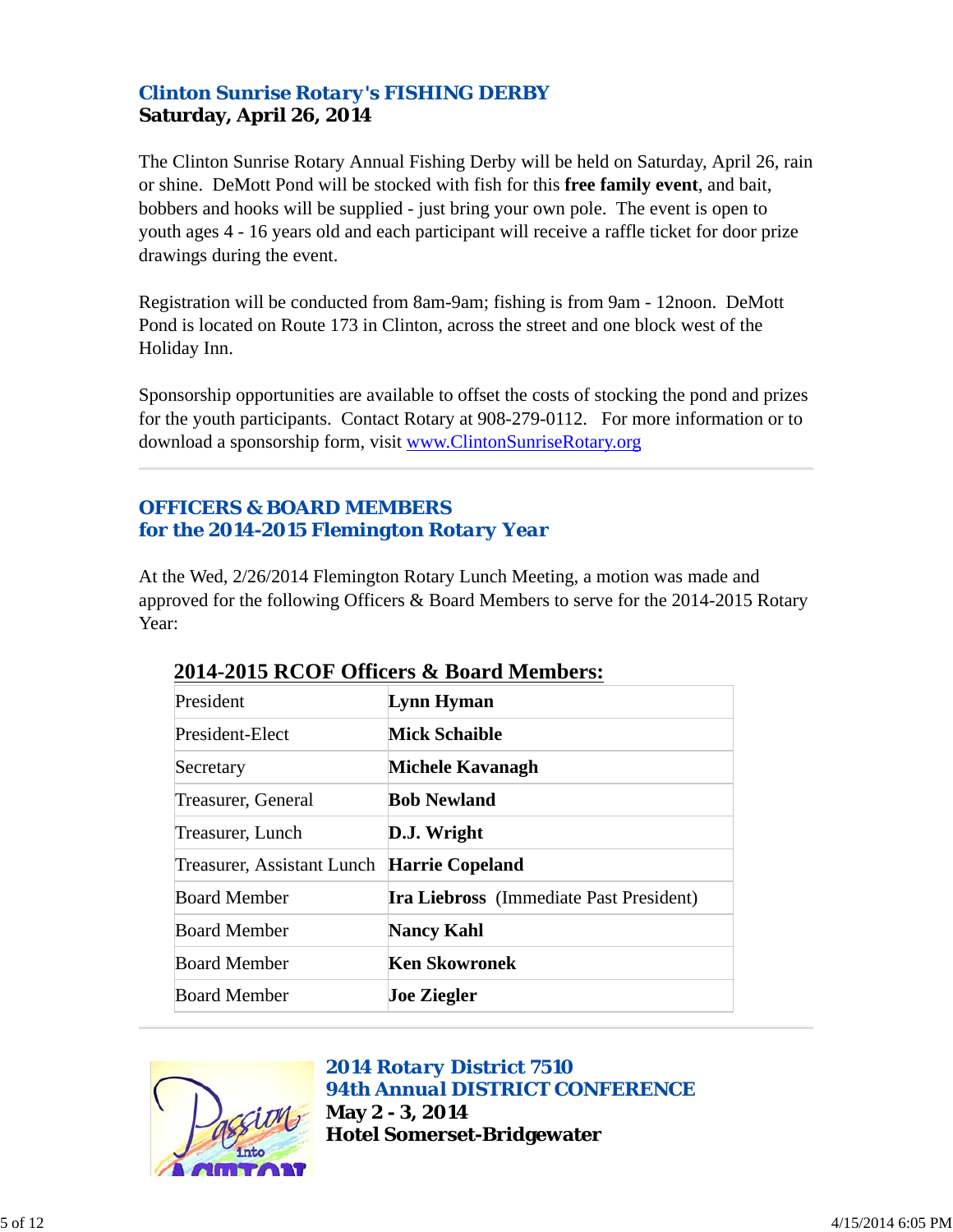## Clinton Sunrise Rotary's FISHING DERBY
**Saturday, April 26, 2014**

The Clinton Sunrise Rotary Annual Fishing Derby will be held on Saturday, April 26, rain or shine. DeMott Pond will be stocked with fish for this **free family event**, and bait, bobbers and hooks will be supplied - just bring your own pole. The event is open to youth ages 4 - 16 years old and each participant will receive a raffle ticket for door prize drawings during the event.

Registration will be conducted from 8am-9am; fishing is from 9am - 12noon. DeMott Pond is located on Route 173 in Clinton, across the street and one block west of the Holiday Inn.

Sponsorship opportunities are available to offset the costs of stocking the pond and prizes for the youth participants. Contact Rotary at 908-279-0112. For more information or to download a sponsorship form, visit www.ClintonSunriseRotary.org

---

## OFFICERS & BOARD MEMBERS
## for the 2014-2015 Flemington Rotary Year

At the Wed, 2/26/2014 Flemington Rotary Lunch Meeting, a motion was made and approved for the following Officers & Board Members to serve for the 2014-2015 Rotary Year:

**2014-2015 RCOF Officers & Board Members:**

| Position | Name |
|---|---|
| President | **Lynn Hyman** |
| President-Elect | **Mick Schaible** |
| Secretary | **Michele Kavanagh** |
| Treasurer, General | **Bob Newland** |
| Treasurer, Lunch | **D.J. Wright** |
| Treasurer, Assistant Lunch | **Harrie Copeland** |
| Board Member | **Ira Liebross** (Immediate Past President) |
| Board Member | **Nancy Kahl** |
| Board Member | **Ken Skowronek** |
| Board Member | **Joe Ziegler** |

---

## 2014 Rotary District 7510
## 94th Annual DISTRICT CONFERENCE
**May 2 - 3, 2014**
**Hotel Somerset-Bridgewater**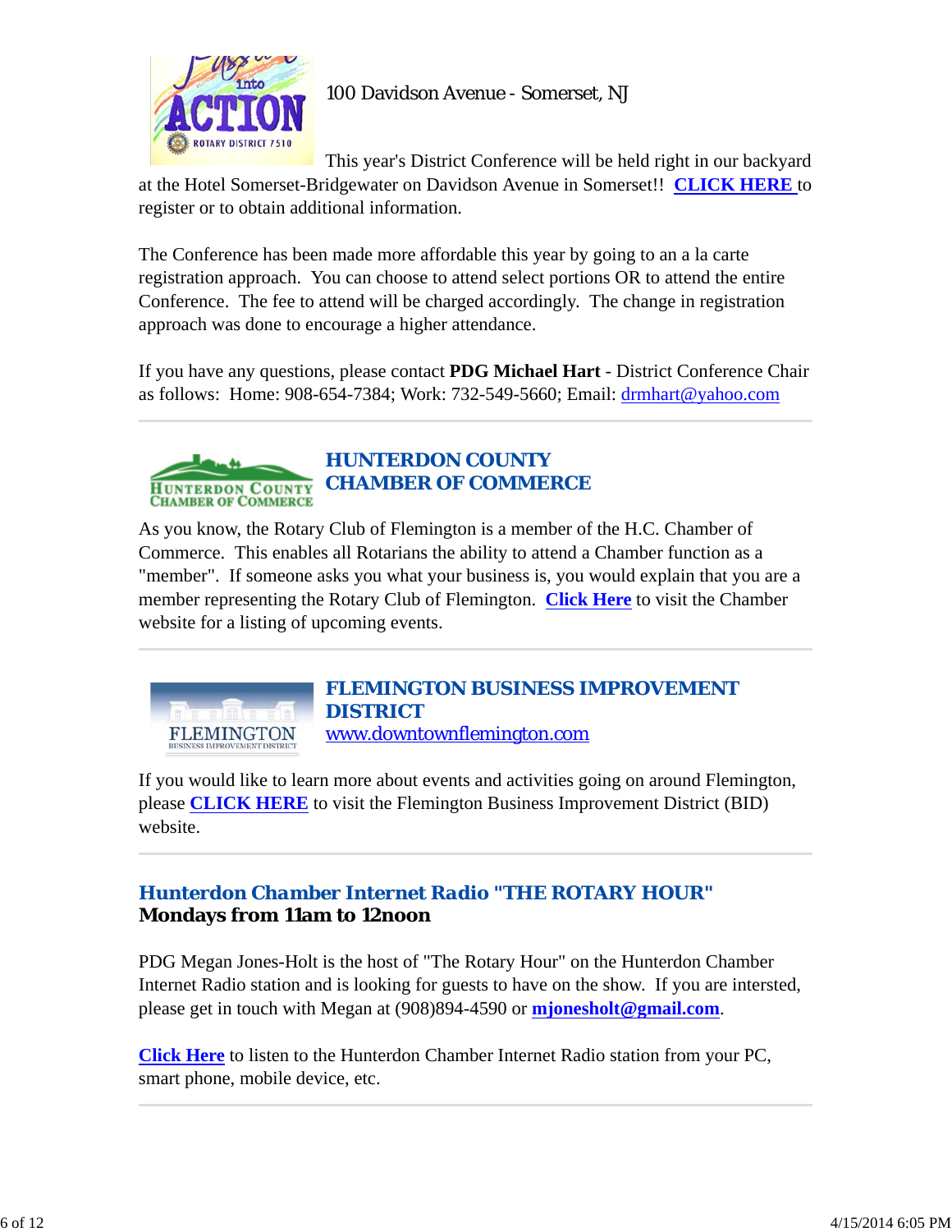100 Davidson Avenue - Somerset, NJ

This year's District Conference will be held right in our backyard at the Hotel Somerset-Bridgewater on Davidson Avenue in Somerset!! **CLICK HERE** to register or to obtain additional information.

The Conference has been made more affordable this year by going to an a la carte registration approach. You can choose to attend select portions OR to attend the entire Conference. The fee to attend will be charged accordingly. The change in registration approach was done to encourage a higher attendance.

If you have any questions, please contact **PDG Michael Hart** - District Conference Chair as follows: Home: 908-654-7384; Work: 732-549-5660; Email: drmhart@yahoo.com

---

## HUNTERDON COUNTY CHAMBER OF COMMERCE

As you know, the Rotary Club of Flemington is a member of the H.C. Chamber of Commerce. This enables all Rotarians the ability to attend a Chamber function as a "member". If someone asks you what your business is, you would explain that you are a member representing the Rotary Club of Flemington. **Click Here** to visit the Chamber website for a listing of upcoming events.

---

## FLEMINGTON BUSINESS IMPROVEMENT DISTRICT

www.downtownflemington.com

If you would like to learn more about events and activities going on around Flemington, please **CLICK HERE** to visit the Flemington Business Improvement District (BID) website.

---

## Hunterdon Chamber Internet Radio "THE ROTARY HOUR"

**Mondays from 11am to 12noon**

PDG Megan Jones-Holt is the host of "The Rotary Hour" on the Hunterdon Chamber Internet Radio station and is looking for guests to have on the show. If you are intersted, please get in touch with Megan at (908)894-4590 or **mjonesholt@gmail.com**.

**Click Here** to listen to the Hunterdon Chamber Internet Radio station from your PC, smart phone, mobile device, etc.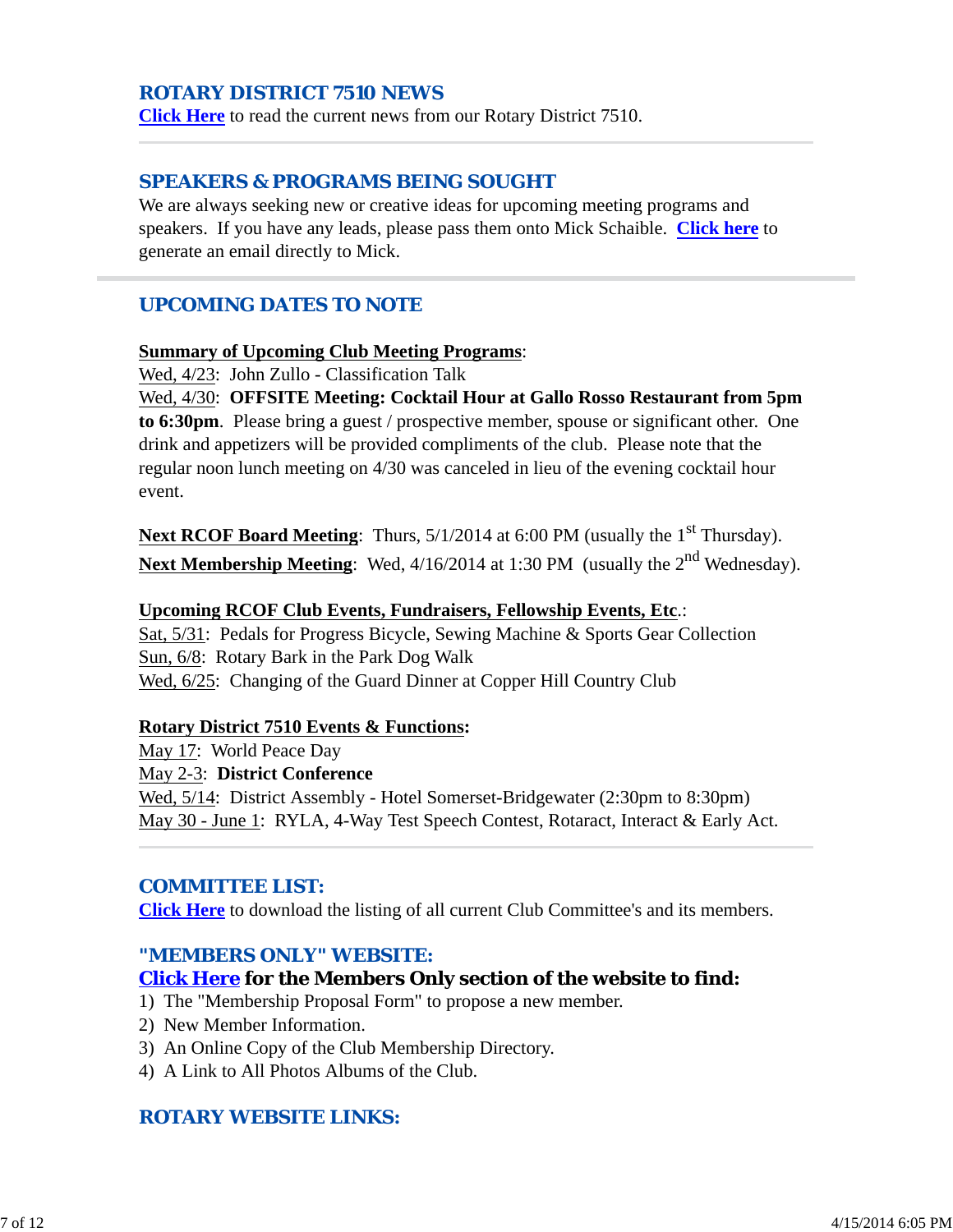## ROTARY DISTRICT 7510 NEWS

Click Here to read the current news from our Rotary District 7510.

---

## SPEAKERS & PROGRAMS BEING SOUGHT

We are always seeking new or creative ideas for upcoming meeting programs and speakers. If you have any leads, please pass them onto Mick Schaible. Click here to generate an email directly to Mick.

---

## UPCOMING DATES TO NOTE

**Summary of Upcoming Club Meeting Programs**:

Wed, 4/23: John Zullo - Classification Talk

Wed, 4/30: **OFFSITE Meeting: Cocktail Hour at Gallo Rosso Restaurant from 5pm to 6:30pm**. Please bring a guest / prospective member, spouse or significant other. One drink and appetizers will be provided compliments of the club. Please note that the regular noon lunch meeting on 4/30 was canceled in lieu of the evening cocktail hour event.

**Next RCOF Board Meeting**: Thurs, 5/1/2014 at 6:00 PM (usually the 1st Thursday).

**Next Membership Meeting**: Wed, 4/16/2014 at 1:30 PM (usually the 2nd Wednesday).

**Upcoming RCOF Club Events, Fundraisers, Fellowship Events, Etc.**:

Sat, 5/31: Pedals for Progress Bicycle, Sewing Machine & Sports Gear Collection

Sun, 6/8: Rotary Bark in the Park Dog Walk

Wed, 6/25: Changing of the Guard Dinner at Copper Hill Country Club

**Rotary District 7510 Events & Functions:**

May 17: World Peace Day

May 2-3: **District Conference**

Wed, 5/14: District Assembly - Hotel Somerset-Bridgewater (2:30pm to 8:30pm)

May 30 - June 1: RYLA, 4-Way Test Speech Contest, Rotaract, Interact & Early Act.

---

## COMMITTEE LIST:

Click Here to download the listing of all current Club Committee's and its members.

## "MEMBERS ONLY" WEBSITE:

**Click Here for the Members Only section of the website to find:**

1) The "Membership Proposal Form" to propose a new member.
2) New Member Information.
3) An Online Copy of the Club Membership Directory.
4) A Link to All Photos Albums of the Club.

## ROTARY WEBSITE LINKS: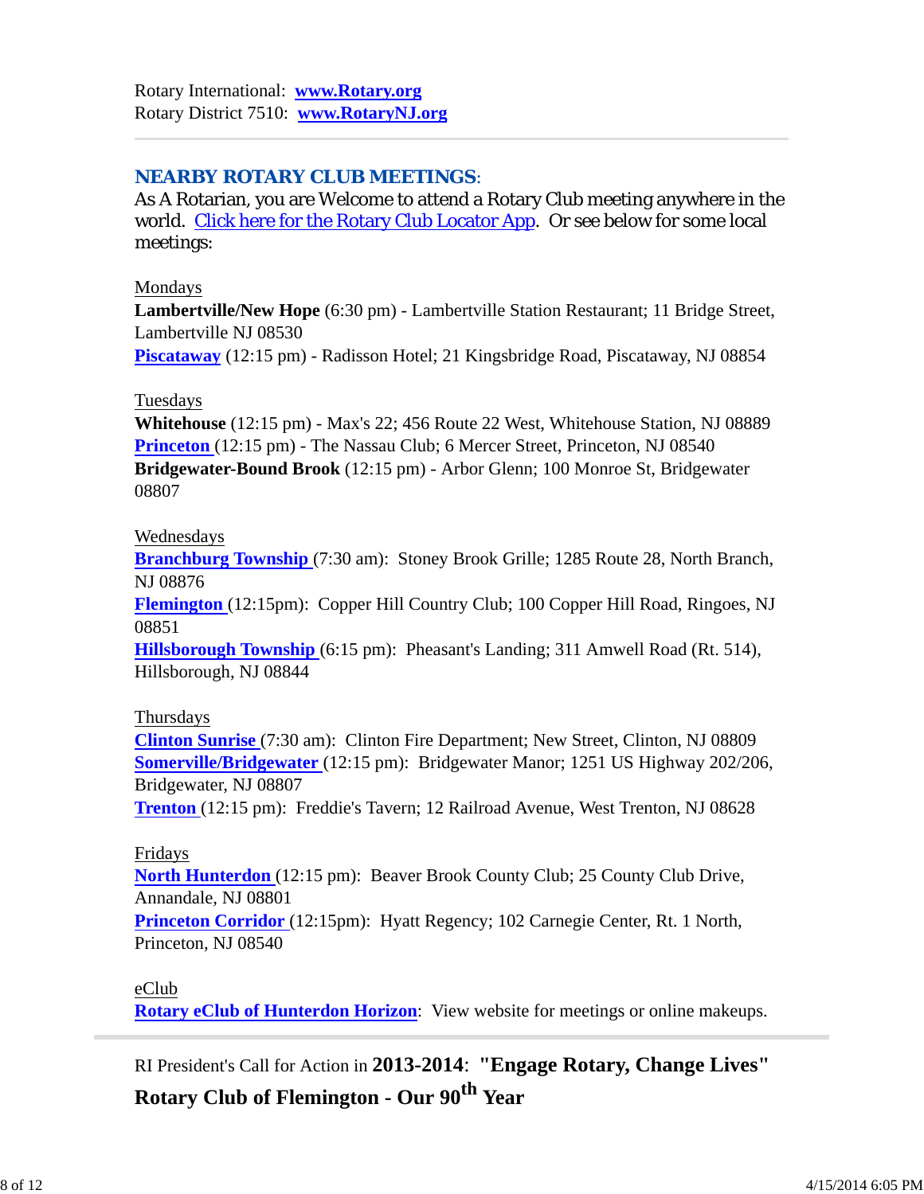Rotary International: **www.Rotary.org**
Rotary District 7510: **www.RotaryNJ.org**

---

## NEARBY ROTARY CLUB MEETINGS:

As A Rotarian, you are Welcome to attend a Rotary Club meeting anywhere in the world. Click here for the Rotary Club Locator App. Or see below for some local meetings:

Mondays
**Lambertville/New Hope** (6:30 pm) - Lambertville Station Restaurant; 11 Bridge Street, Lambertville NJ 08530
**Piscataway** (12:15 pm) - Radisson Hotel; 21 Kingsbridge Road, Piscataway, NJ 08854

Tuesdays
**Whitehouse** (12:15 pm) - Max's 22; 456 Route 22 West, Whitehouse Station, NJ 08889
**Princeton** (12:15 pm) - The Nassau Club; 6 Mercer Street, Princeton, NJ 08540
**Bridgewater-Bound Brook** (12:15 pm) - Arbor Glenn; 100 Monroe St, Bridgewater 08807

Wednesdays
**Branchburg Township** (7:30 am): Stoney Brook Grille; 1285 Route 28, North Branch, NJ 08876
**Flemington** (12:15pm): Copper Hill Country Club; 100 Copper Hill Road, Ringoes, NJ 08851
**Hillsborough Township** (6:15 pm): Pheasant's Landing; 311 Amwell Road (Rt. 514), Hillsborough, NJ 08844

Thursdays
**Clinton Sunrise** (7:30 am): Clinton Fire Department; New Street, Clinton, NJ 08809
**Somerville/Bridgewater** (12:15 pm): Bridgewater Manor; 1251 US Highway 202/206, Bridgewater, NJ 08807
**Trenton** (12:15 pm): Freddie's Tavern; 12 Railroad Avenue, West Trenton, NJ 08628

Fridays
**North Hunterdon** (12:15 pm): Beaver Brook County Club; 25 County Club Drive, Annandale, NJ 08801
**Princeton Corridor** (12:15pm): Hyatt Regency; 102 Carnegie Center, Rt. 1 North, Princeton, NJ 08540

eClub
**Rotary eClub of Hunterdon Horizon**: View website for meetings or online makeups.

---

RI President's Call for Action in **2013-2014**: **"Engage Rotary, Change Lives"**

**Rotary Club of Flemington - Our 90th Year**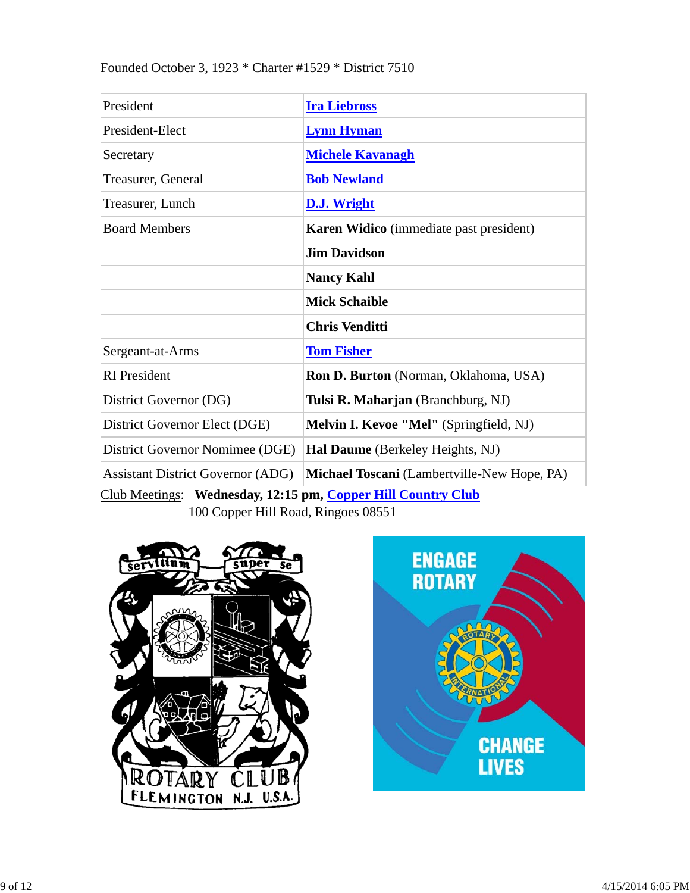Founded October 3, 1923 * Charter #1529 * District 7510

| | |
|---|---|
| President | **Ira Liebross** |
| President-Elect | **Lynn Hyman** |
| Secretary | **Michele Kavanagh** |
| Treasurer, General | **Bob Newland** |
| Treasurer, Lunch | **D.J. Wright** |
| Board Members | **Karen Widico** (immediate past president) |
| | **Jim Davidson** |
| | **Nancy Kahl** |
| | **Mick Schaible** |
| | **Chris Venditti** |
| Sergeant-at-Arms | **Tom Fisher** |
| RI President | **Ron D. Burton** (Norman, Oklahoma, USA) |
| District Governor (DG) | **Tulsi R. Maharjan** (Branchburg, NJ) |
| District Governor Elect (DGE) | **Melvin I. Kevoe "Mel"** (Springfield, NJ) |
| District Governor Nomimee (DGE) | **Hal Daume** (Berkeley Heights, NJ) |
| Assistant District Governor (ADG) | **Michael Toscani** (Lambertville-New Hope, PA) |

Club Meetings: **Wednesday, 12:15 pm, Copper Hill Country Club**
100 Copper Hill Road, Ringoes 08551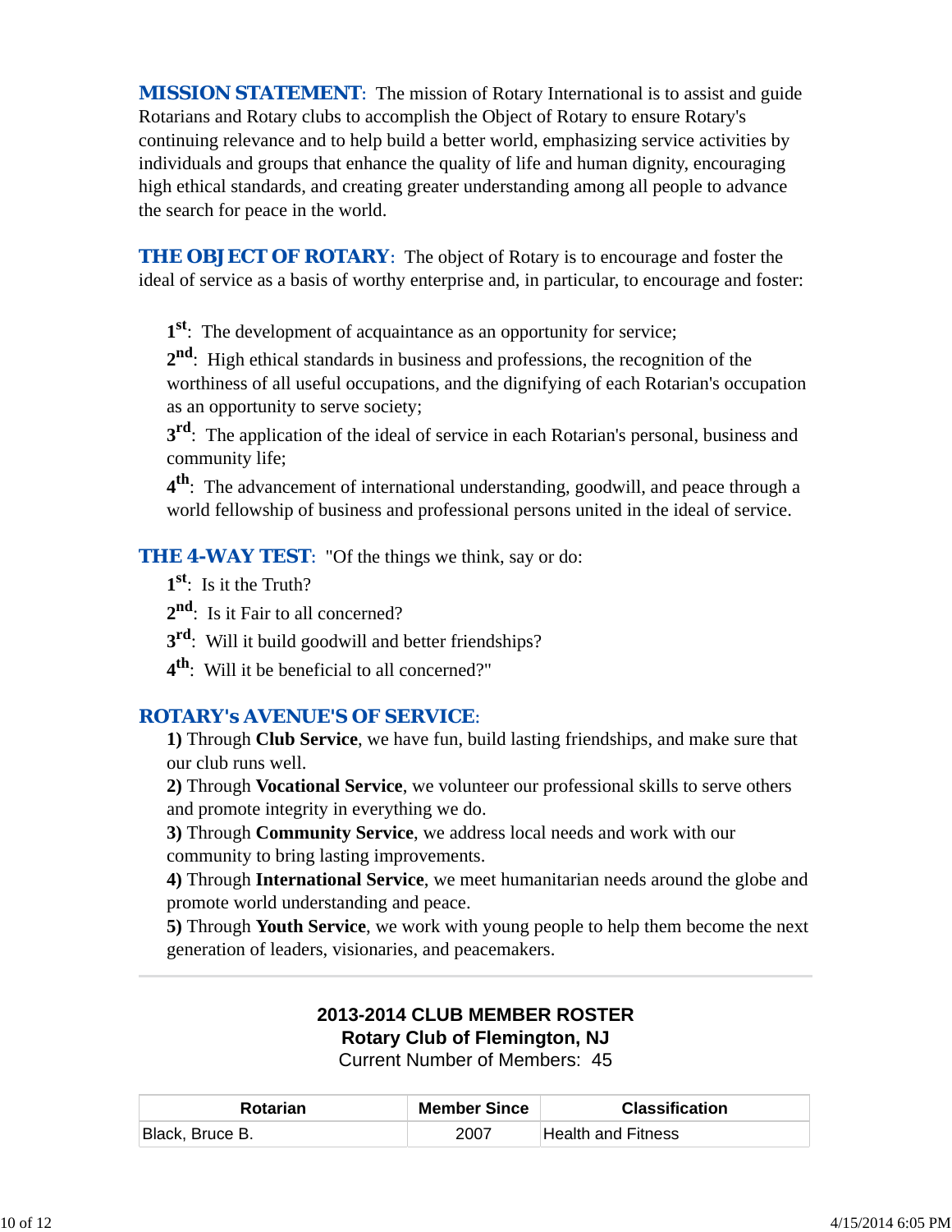**MISSION STATEMENT**: The mission of Rotary International is to assist and guide Rotarians and Rotary clubs to accomplish the Object of Rotary to ensure Rotary's continuing relevance and to help build a better world, emphasizing service activities by individuals and groups that enhance the quality of life and human dignity, encouraging high ethical standards, and creating greater understanding among all people to advance the search for peace in the world.

**THE OBJECT OF ROTARY**: The object of Rotary is to encourage and foster the ideal of service as a basis of worthy enterprise and, in particular, to encourage and foster:

**1st**: The development of acquaintance as an opportunity for service;

**2nd**: High ethical standards in business and professions, the recognition of the worthiness of all useful occupations, and the dignifying of each Rotarian's occupation as an opportunity to serve society;

**3rd**: The application of the ideal of service in each Rotarian's personal, business and community life;

**4th**: The advancement of international understanding, goodwill, and peace through a world fellowship of business and professional persons united in the ideal of service.

**THE 4-WAY TEST**: "Of the things we think, say or do:

**1st**: Is it the Truth?

**2nd**: Is it Fair to all concerned?

**3rd**: Will it build goodwill and better friendships?

**4th**: Will it be beneficial to all concerned?"

**ROTARY's AVENUE'S OF SERVICE**:

**1)** Through **Club Service**, we have fun, build lasting friendships, and make sure that our club runs well.

**2)** Through **Vocational Service**, we volunteer our professional skills to serve others and promote integrity in everything we do.

**3)** Through **Community Service**, we address local needs and work with our community to bring lasting improvements.

**4)** Through **International Service**, we meet humanitarian needs around the globe and promote world understanding and peace.

**5)** Through **Youth Service**, we work with young people to help them become the next generation of leaders, visionaries, and peacemakers.

---

**2013-2014 CLUB MEMBER ROSTER**
**Rotary Club of Flemington, NJ**
Current Number of Members: 45

| Rotarian | Member Since | Classification |
|---|---|---|
| Black, Bruce B. | 2007 | Health and Fitness |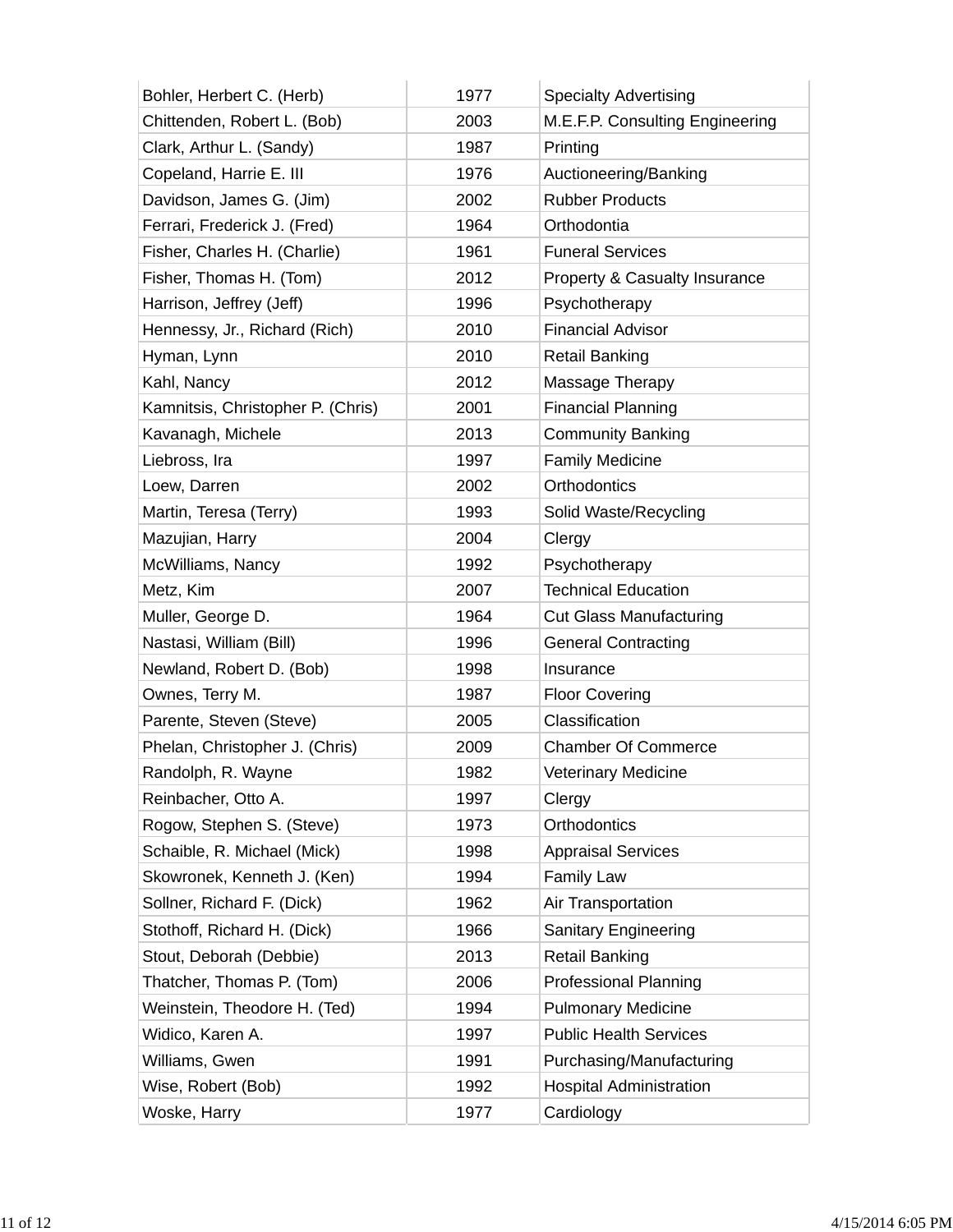| | | |
|---|---|---|
| Bohler, Herbert C. (Herb) | 1977 | Specialty Advertising |
| Chittenden, Robert L. (Bob) | 2003 | M.E.F.P. Consulting Engineering |
| Clark, Arthur L. (Sandy) | 1987 | Printing |
| Copeland, Harrie E. III | 1976 | Auctioneering/Banking |
| Davidson, James G. (Jim) | 2002 | Rubber Products |
| Ferrari, Frederick J. (Fred) | 1964 | Orthodontia |
| Fisher, Charles H. (Charlie) | 1961 | Funeral Services |
| Fisher, Thomas H. (Tom) | 2012 | Property & Casualty Insurance |
| Harrison, Jeffrey (Jeff) | 1996 | Psychotherapy |
| Hennessy, Jr., Richard (Rich) | 2010 | Financial Advisor |
| Hyman, Lynn | 2010 | Retail Banking |
| Kahl, Nancy | 2012 | Massage Therapy |
| Kamnitsis, Christopher P. (Chris) | 2001 | Financial Planning |
| Kavanagh, Michele | 2013 | Community Banking |
| Liebross, Ira | 1997 | Family Medicine |
| Loew, Darren | 2002 | Orthodontics |
| Martin, Teresa (Terry) | 1993 | Solid Waste/Recycling |
| Mazujian, Harry | 2004 | Clergy |
| McWilliams, Nancy | 1992 | Psychotherapy |
| Metz, Kim | 2007 | Technical Education |
| Muller, George D. | 1964 | Cut Glass Manufacturing |
| Nastasi, William (Bill) | 1996 | General Contracting |
| Newland, Robert D. (Bob) | 1998 | Insurance |
| Ownes, Terry M. | 1987 | Floor Covering |
| Parente, Steven (Steve) | 2005 | Classification |
| Phelan, Christopher J. (Chris) | 2009 | Chamber Of Commerce |
| Randolph, R. Wayne | 1982 | Veterinary Medicine |
| Reinbacher, Otto A. | 1997 | Clergy |
| Rogow, Stephen S. (Steve) | 1973 | Orthodontics |
| Schaible, R. Michael (Mick) | 1998 | Appraisal Services |
| Skowronek, Kenneth J. (Ken) | 1994 | Family Law |
| Sollner, Richard F. (Dick) | 1962 | Air Transportation |
| Stothoff, Richard H. (Dick) | 1966 | Sanitary Engineering |
| Stout, Deborah (Debbie) | 2013 | Retail Banking |
| Thatcher, Thomas P. (Tom) | 2006 | Professional Planning |
| Weinstein, Theodore H. (Ted) | 1994 | Pulmonary Medicine |
| Widico, Karen A. | 1997 | Public Health Services |
| Williams, Gwen | 1991 | Purchasing/Manufacturing |
| Wise, Robert (Bob) | 1992 | Hospital Administration |
| Woske, Harry | 1977 | Cardiology |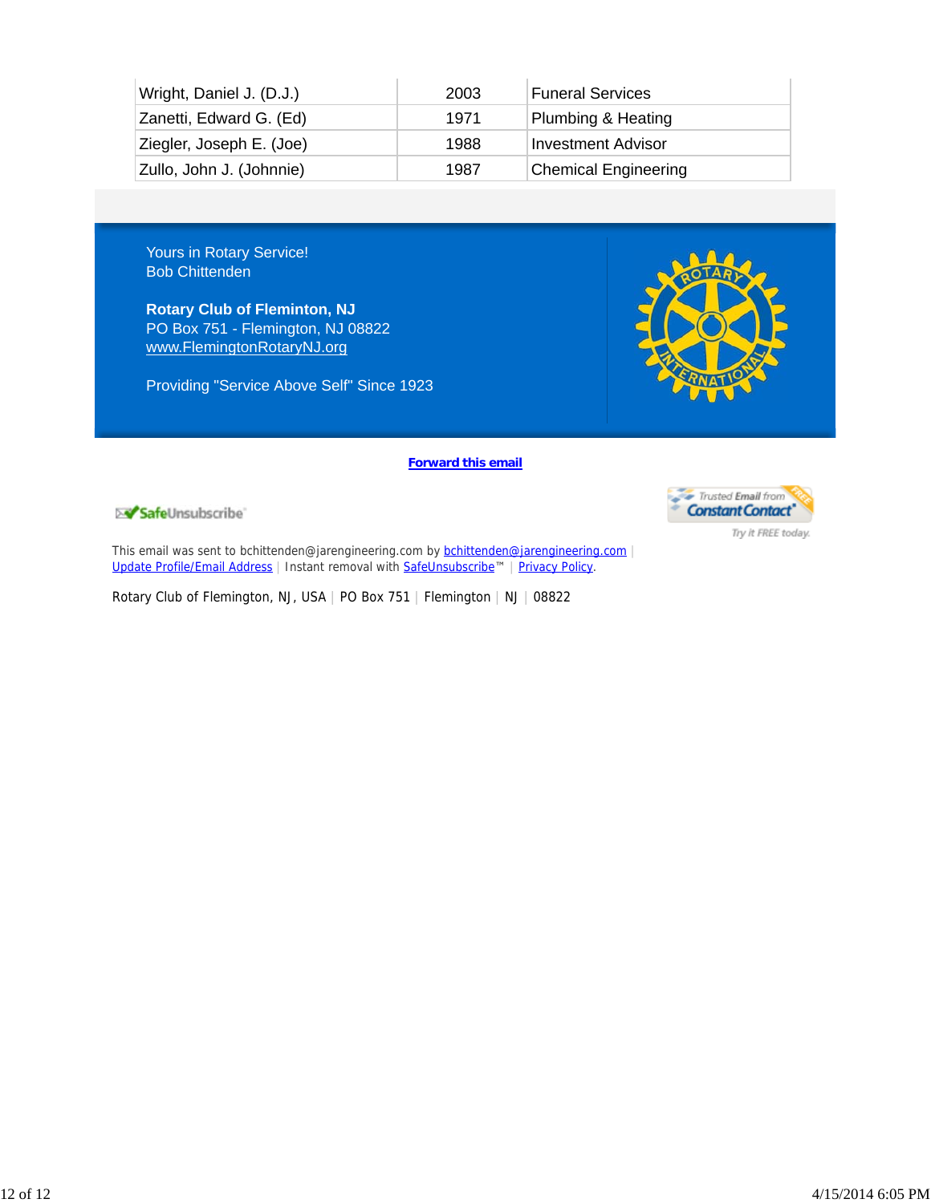| | | |
|---|---|---|
| Wright, Daniel J. (D.J.) | 2003 | Funeral Services |
| Zanetti, Edward G. (Ed) | 1971 | Plumbing & Heating |
| Ziegler, Joseph E. (Joe) | 1988 | Investment Advisor |
| Zullo, John J. (Johnnie) | 1987 | Chemical Engineering |

Yours in Rotary Service!
Bob Chittenden

**Rotary Club of Fleminton, NJ**
PO Box 751 - Flemington, NJ 08822
www.FlemingtonRotaryNJ.org

Providing "Service Above Self" Since 1923

**Forward this email**

SafeUnsubscribe®

Trusted Email from Constant Contact® FREE
Try it FREE today.

This email was sent to bchittenden@jarengineering.com by bchittenden@jarengineering.com | Update Profile/Email Address | Instant removal with SafeUnsubscribe™ | Privacy Policy.

Rotary Club of Flemington, NJ, USA | PO Box 751 | Flemington | NJ | 08822